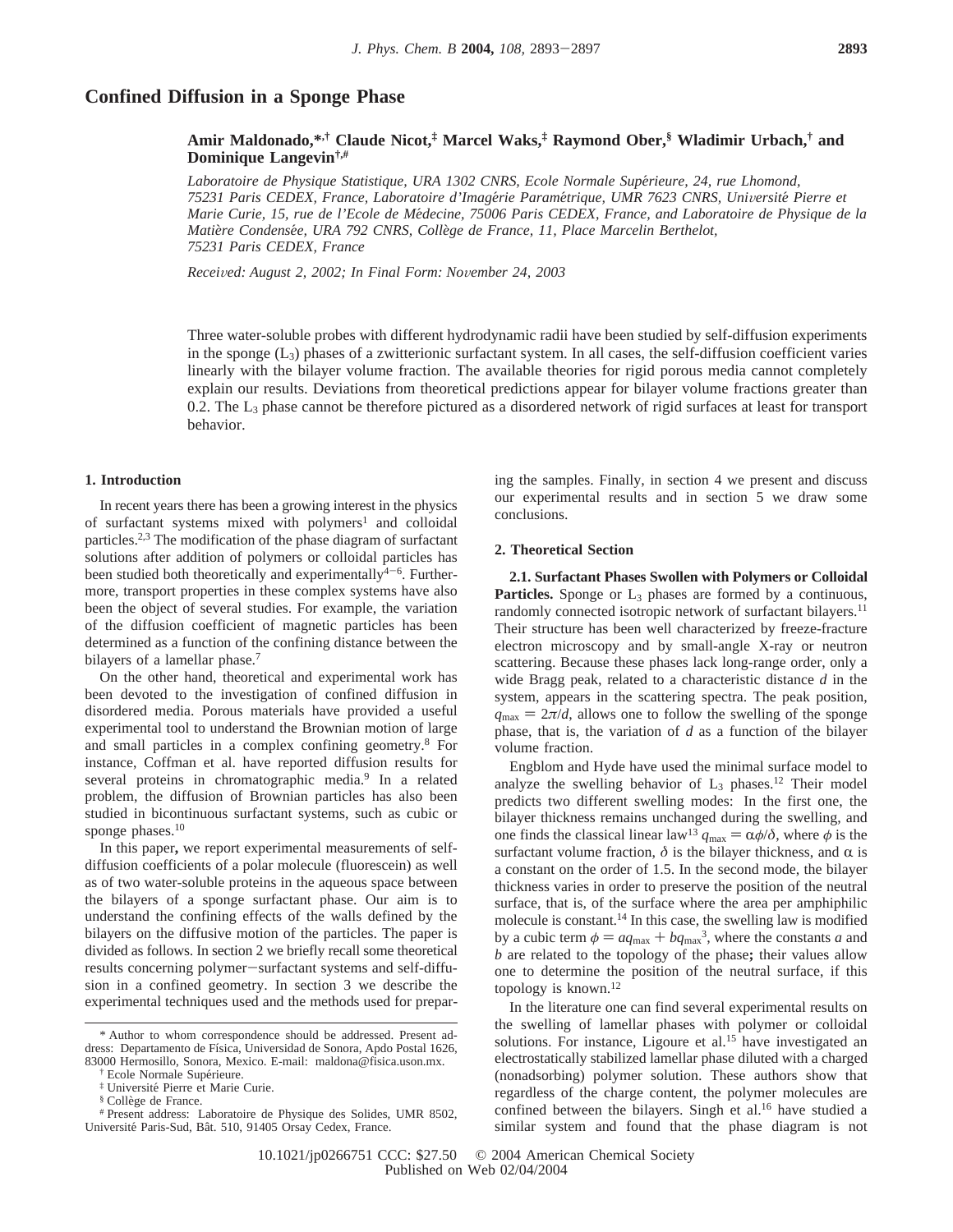# Confined Diffusion in a Sponge Phase

**Amir Maldonado,\*,† Claude Nicot,‡ Marcel Waks,‡ Raymond Ober,§ Wladimir Urbach,† and Dominique Langevin†,#**

*Laboratoire de Physique Statistique, URA 1302 CNRS, Ecole Normale Supérieure, 24, rue Lhomond, 75231 Paris CEDEX, France, Laboratoire d'Imagérie Paramétrique, UMR 7623 CNRS, Université Pierre et Marie Curie, 15, rue de l'Ecole de Médecine, 75006 Paris CEDEX, France, and Laboratoire de Physique de la Matière Condensée, URA 792 CNRS, Collège de France, 11, Place Marcelin Berthelot, 75231 Paris CEDEX, France*

*Received: August 2, 2002; In Final Form: November 24, 2003*

Three water-soluble probes with different hydrodynamic radii have been studied by self-diffusion experiments in the sponge ($L_3$) phases of a zwitterionic surfactant system. In all cases, the self-diffusion coefficient varies linearly with the bilayer volume fraction. The available theories for rigid porous media cannot completely explain our results. Deviations from theoretical predictions appear for bilayer volume fractions greater than 0.2. The $L_3$ phase cannot be therefore pictured as a disordered network of rigid surfaces at least for transport behavior.

## 1. Introduction

In recent years there has been a growing interest in the physics of surfactant systems mixed with polymers[1] and colloidal particles.[2,3] The modification of the phase diagram of surfactant solutions after addition of polymers or colloidal particles has been studied both theoretically and experimentally[4−6]. Furthermore, transport properties in these complex systems have also been the object of several studies. For example, the variation of the diffusion coefficient of magnetic particles has been determined as a function of the confining distance between the bilayers of a lamellar phase.[7]

On the other hand, theoretical and experimental work has been devoted to the investigation of confined diffusion in disordered media. Porous materials have provided a useful experimental tool to understand the Brownian motion of large and small particles in a complex confining geometry.[8] For instance, Coffman et al. have reported diffusion results for several proteins in chromatographic media.[9] In a related problem, the diffusion of Brownian particles has also been studied in bicontinuous surfactant systems, such as cubic or sponge phases.[10]

In this paper, we report experimental measurements of self-diffusion coefficients of a polar molecule (fluorescein) as well as of two water-soluble proteins in the aqueous space between the bilayers of a sponge surfactant phase. Our aim is to understand the confining effects of the walls defined by the bilayers on the diffusive motion of the particles. The paper is divided as follows. In section 2 we briefly recall some theoretical results concerning polymer−surfactant systems and self-diffusion in a confined geometry. In section 3 we describe the experimental techniques used and the methods used for preparing the samples. Finally, in section 4 we present and discuss our experimental results and in section 5 we draw some conclusions.

## 2. Theoretical Section

**2.1. Surfactant Phases Swollen with Polymers or Colloidal Particles.** Sponge or $L_3$ phases are formed by a continuous, randomly connected isotropic network of surfactant bilayers.[11] Their structure has been well characterized by freeze-fracture electron microscopy and by small-angle X-ray or neutron scattering. Because these phases lack long-range order, only a wide Bragg peak, related to a characteristic distance $d$ in the system, appears in the scattering spectra. The peak position, $q_{max} = 2\pi/d$, allows one to follow the swelling of the sponge phase, that is, the variation of $d$ as a function of the bilayer volume fraction.

Engblom and Hyde have used the minimal surface model to analyze the swelling behavior of $L_3$ phases.[12] Their model predicts two different swelling modes: In the first one, the bilayer thickness remains unchanged during the swelling, and one finds the classical linear law[13] $q_{max} = \alpha\phi/\delta$, where $\phi$ is the surfactant volume fraction, $\delta$ is the bilayer thickness, and $\alpha$ is a constant on the order of 1.5. In the second mode, the bilayer thickness varies in order to preserve the position of the neutral surface, that is, of the surface where the area per amphiphilic molecule is constant.[14] In this case, the swelling law is modified by a cubic term $\phi = aq_{max} + bq_{max}^3$, where the constants $a$ and $b$ are related to the topology of the phase; their values allow one to determine the position of the neutral surface, if this topology is known.[12]

In the literature one can find several experimental results on the swelling of lamellar phases with polymer or colloidal solutions. For instance, Ligoure et al.[15] have investigated an electrostatically stabilized lamellar phase diluted with a charged (nonadsorbing) polymer solution. These authors show that regardless of the charge content, the polymer molecules are confined between the bilayers. Singh et al.[16] have studied a similar system and found that the phase diagram is not

\* Author to whom correspondence should be addressed. Present address: Departamento de Física, Universidad de Sonora, Apdo Postal 1626, 83000 Hermosillo, Sonora, Mexico. E-mail: maldona@fisica.uson.mx.

† Ecole Normale Supérieure.

‡ Université Pierre et Marie Curie.

§ Collège de France.

\# Present address: Laboratoire de Physique des Solides, UMR 8502, Université Paris-Sud, Bât. 510, 91405 Orsay Cedex, France.

10.1021/jp0266751 CCC: $27.50 © 2004 American Chemical Society
Published on Web 02/04/2004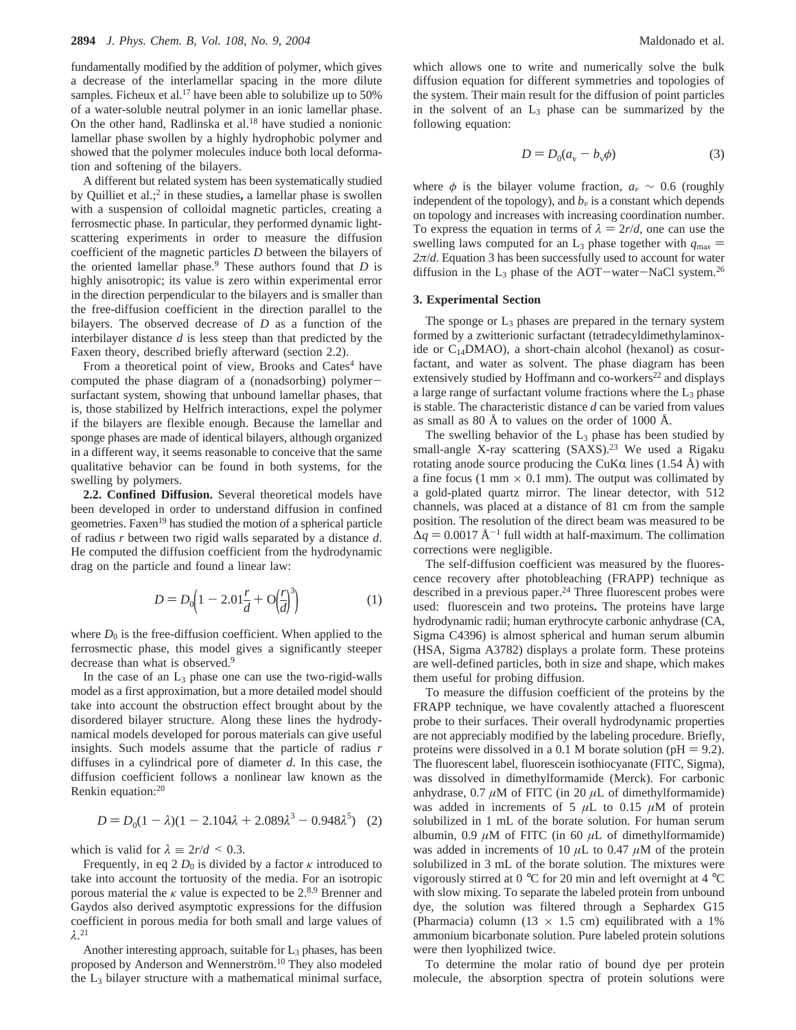fundamentally modified by the addition of polymer, which gives a decrease of the interlamellar spacing in the more dilute samples. Ficheux et al.[17] have been able to solubilize up to 50% of a water-soluble neutral polymer in an ionic lamellar phase. On the other hand, Radlinska et al.[18] have studied a nonionic lamellar phase swollen by a highly hydrophobic polymer and showed that the polymer molecules induce both local deformation and softening of the bilayers.

A different but related system has been systematically studied by Quilliet et al.;[2] in these studies**,** a lamellar phase is swollen with a suspension of colloidal magnetic particles, creating a ferrosmectic phase. In particular, they performed dynamic light-scattering experiments in order to measure the diffusion coefficient of the magnetic particles $D$ between the bilayers of the oriented lamellar phase.[9] These authors found that $D$ is highly anisotropic; its value is zero within experimental error in the direction perpendicular to the bilayers and is smaller than the free-diffusion coefficient in the direction parallel to the bilayers. The observed decrease of $D$ as a function of the interbilayer distance $d$ is less steep than that predicted by the Faxen theory, described briefly afterward (section 2.2).

From a theoretical point of view, Brooks and Cates[4] have computed the phase diagram of a (nonadsorbing) polymer–surfactant system, showing that unbound lamellar phases, that is, those stabilized by Helfrich interactions, expel the polymer if the bilayers are flexible enough. Because the lamellar and sponge phases are made of identical bilayers, although organized in a different way, it seems reasonable to conceive that the same qualitative behavior can be found in both systems, for the swelling by polymers.

**2.2. Confined Diffusion.** Several theoretical models have been developed in order to understand diffusion in confined geometries. Faxen[19] has studied the motion of a spherical particle of radius $r$ between two rigid walls separated by a distance $d$. He computed the diffusion coefficient from the hydrodynamic drag on the particle and found a linear law:

$$D = D_0\left(1 - 2.01\frac{r}{d} + O\left(\frac{r}{d}\right)^3\right) \quad (1)$$

where $D_0$ is the free-diffusion coefficient. When applied to the ferrosmectic phase, this model gives a significantly steeper decrease than what is observed.[9]

In the case of an $L_3$ phase one can use the two-rigid-walls model as a first approximation, but a more detailed model should take into account the obstruction effect brought about by the disordered bilayer structure. Along these lines the hydrodynamical models developed for porous materials can give useful insights. Such models assume that the particle of radius $r$ diffuses in a cylindrical pore of diameter $d$. In this case, the diffusion coefficient follows a nonlinear law known as the Renkin equation:[20]

$$D = D_0(1 - \lambda)(1 - 2.104\lambda + 2.089\lambda^3 - 0.948\lambda^5) \quad (2)$$

which is valid for $\lambda \equiv 2r/d < 0.3$.

Frequently, in eq 2 $D_0$ is divided by a factor $\kappa$ introduced to take into account the tortuosity of the media. For an isotropic porous material the $\kappa$ value is expected to be 2.[8,9] Brenner and Gaydos also derived asymptotic expressions for the diffusion coefficient in porous media for both small and large values of $\lambda$.[21]

Another interesting approach, suitable for $L_3$ phases, has been proposed by Anderson and Wennerström.[10] They also modeled the $L_3$ bilayer structure with a mathematical minimal surface, which allows one to write and numerically solve the bulk diffusion equation for different symmetries and topologies of the system. Their main result for the diffusion of point particles in the solvent of an $L_3$ phase can be summarized by the following equation:

$$D = D_0(a_v - b_v\phi) \quad (3)$$

where $\phi$ is the bilayer volume fraction, $a_\nu \sim 0.6$ (roughly independent of the topology), and $b_\nu$ is a constant which depends on topology and increases with increasing coordination number. To express the equation in terms of $\lambda = 2r/d$, one can use the swelling laws computed for an $L_3$ phase together with $q_{max} = 2\pi/d$. Equation 3 has been successfully used to account for water diffusion in the $L_3$ phase of the AOT–water–NaCl system.[26]

## 3. Experimental Section

The sponge or $L_3$ phases are prepared in the ternary system formed by a zwitterionic surfactant (tetradecyldimethylaminoxide or $C_{14}$DMAO), a short-chain alcohol (hexanol) as cosurfactant, and water as solvent. The phase diagram has been extensively studied by Hoffmann and co-workers[22] and displays a large range of surfactant volume fractions where the $L_3$ phase is stable. The characteristic distance $d$ can be varied from values as small as 80 Å to values on the order of 1000 Å.

The swelling behavior of the $L_3$ phase has been studied by small-angle X-ray scattering (SAXS).[23] We used a Rigaku rotating anode source producing the CuKα lines (1.54 Å) with a fine focus (1 mm × 0.1 mm). The output was collimated by a gold-plated quartz mirror. The linear detector, with 512 channels, was placed at a distance of 81 cm from the sample position. The resolution of the direct beam was measured to be $\Delta q = 0.0017$ Å$^{-1}$ full width at half-maximum. The collimation corrections were negligible.

The self-diffusion coefficient was measured by the fluorescence recovery after photobleaching (FRAPP) technique as described in a previous paper.[24] Three fluorescent probes were used: fluorescein and two proteins**.** The proteins have large hydrodynamic radii; human erythrocyte carbonic anhydrase (CA, Sigma C4396) is almost spherical and human serum albumin (HSA, Sigma A3782) displays a prolate form. These proteins are well-defined particles, both in size and shape, which makes them useful for probing diffusion.

To measure the diffusion coefficient of the proteins by the FRAPP technique, we have covalently attached a fluorescent probe to their surfaces. Their overall hydrodynamic properties are not appreciably modified by the labeling procedure. Briefly, proteins were dissolved in a 0.1 M borate solution (pH = 9.2). The fluorescent label, fluorescein isothiocyanate (FITC, Sigma), was dissolved in dimethylformamide (Merck). For carbonic anhydrase, 0.7 μM of FITC (in 20 μL of dimethylformamide) was added in increments of 5 μL to 0.15 μM of protein solubilized in 1 mL of the borate solution. For human serum albumin, 0.9 μM of FITC (in 60 μL of dimethylformamide) was added in increments of 10 μL to 0.47 μM of the protein solubilized in 3 mL of the borate solution. The mixtures were vigorously stirred at 0 °C for 20 min and left overnight at 4 °C with slow mixing. To separate the labeled protein from unbound dye, the solution was filtered through a Sephardex G15 (Pharmacia) column (13 × 1.5 cm) equilibrated with a 1% ammonium bicarbonate solution. Pure labeled protein solutions were then lyophilized twice.

To determine the molar ratio of bound dye per protein molecule, the absorption spectra of protein solutions were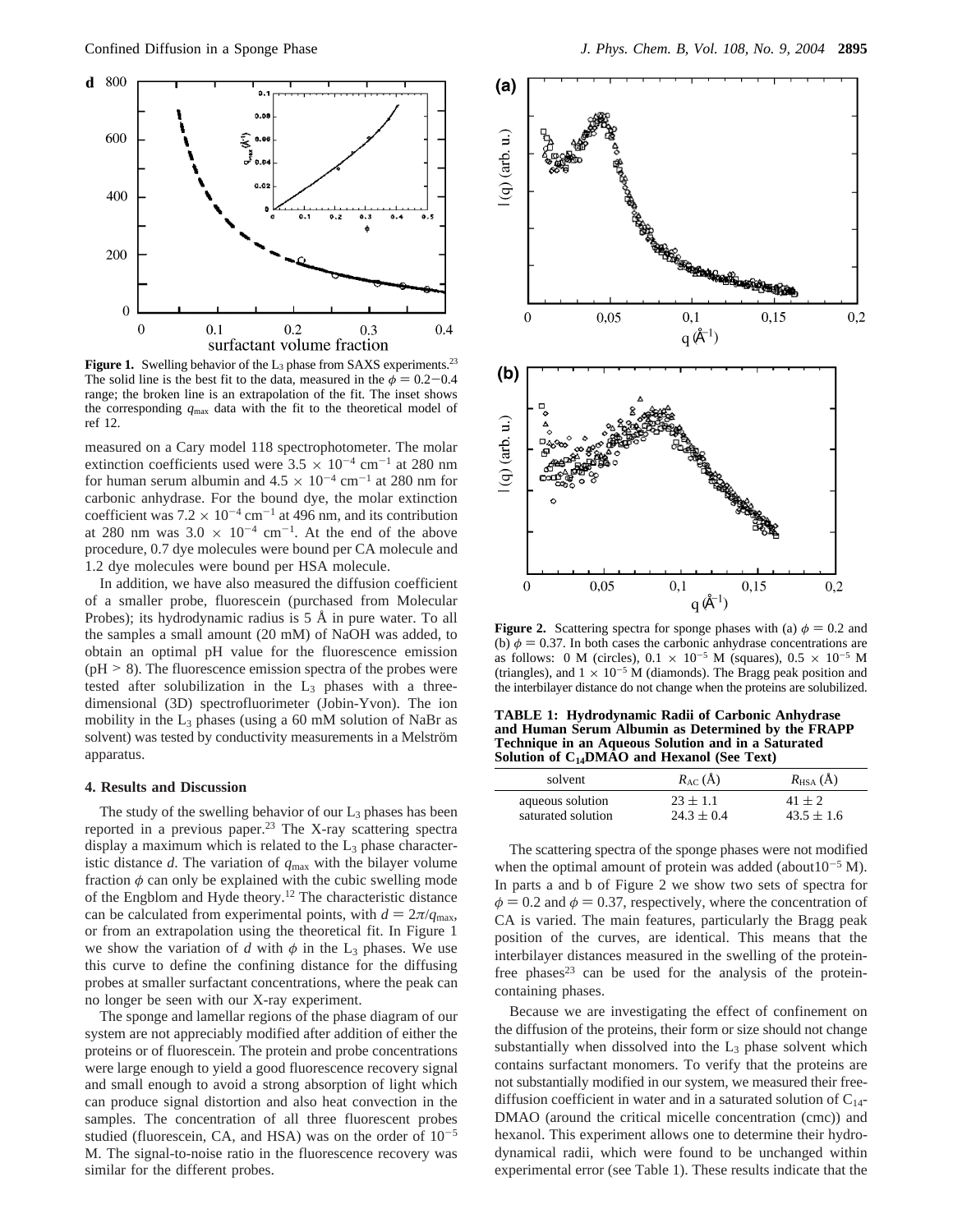**Figure 1.** Swelling behavior of the $L_3$ phase from SAXS experiments.[23] The solid line is the best fit to the data, measured in the $\phi = 0.2-0.4$ range; the broken line is an extrapolation of the fit. The inset shows the corresponding $q_{max}$ data with the fit to the theoretical model of ref 12.

measured on a Cary model 118 spectrophotometer. The molar extinction coefficients used were $3.5 \times 10^{-4}$ cm$^{-1}$ at 280 nm for human serum albumin and $4.5 \times 10^{-4}$ cm$^{-1}$ at 280 nm for carbonic anhydrase. For the bound dye, the molar extinction coefficient was $7.2 \times 10^{-4}$ cm$^{-1}$ at 496 nm, and its contribution at 280 nm was $3.0 \times 10^{-4}$ cm$^{-1}$. At the end of the above procedure, 0.7 dye molecules were bound per CA molecule and 1.2 dye molecules were bound per HSA molecule.

In addition, we have also measured the diffusion coefficient of a smaller probe, fluorescein (purchased from Molecular Probes); its hydrodynamic radius is 5 Å in pure water. To all the samples a small amount (20 mM) of NaOH was added, to obtain an optimal pH value for the fluorescence emission (pH > 8). The fluorescence emission spectra of the probes were tested after solubilization in the $L_3$ phases with a three-dimensional (3D) spectrofluorimeter (Jobin-Yvon). The ion mobility in the $L_3$ phases (using a 60 mM solution of NaBr as solvent) was tested by conductivity measurements in a Melström apparatus.

## 4. Results and Discussion

The study of the swelling behavior of our $L_3$ phases has been reported in a previous paper.[23] The X-ray scattering spectra display a maximum which is related to the $L_3$ phase characteristic distance $d$. The variation of $q_{max}$ with the bilayer volume fraction $\phi$ can only be explained with the cubic swelling mode of the Engblom and Hyde theory.[12] The characteristic distance can be calculated from experimental points, with $d = 2\pi/q_{max}$, or from an extrapolation using the theoretical fit. In Figure 1 we show the variation of $d$ with $\phi$ in the $L_3$ phases. We use this curve to define the confining distance for the diffusing probes at smaller surfactant concentrations, where the peak can no longer be seen with our X-ray experiment.

The sponge and lamellar regions of the phase diagram of our system are not appreciably modified after addition of either the proteins or of fluorescein. The protein and probe concentrations were large enough to yield a good fluorescence recovery signal and small enough to avoid a strong absorption of light which can produce signal distortion and also heat convection in the samples. The concentration of all three fluorescent probes studied (fluorescein, CA, and HSA) was on the order of $10^{-5}$ M. The signal-to-noise ratio in the fluorescence recovery was similar for the different probes.

**Figure 2.** Scattering spectra for sponge phases with (a) $\phi = 0.2$ and (b) $\phi = 0.37$. In both cases the carbonic anhydrase concentrations are as follows: 0 M (circles), $0.1 \times 10^{-5}$ M (squares), $0.5 \times 10^{-5}$ M (triangles), and $1 \times 10^{-5}$ M (diamonds). The Bragg peak position and the interbilayer distance do not change when the proteins are solubilized.

**TABLE 1: Hydrodynamic Radii of Carbonic Anhydrase and Human Serum Albumin as Determined by the FRAPP Technique in an Aqueous Solution and in a Saturated Solution of $C_{14}$DMAO and Hexanol (See Text)**

| solvent | $R_{AC}$ (Å) | $R_{HSA}$ (Å) |
|---|---|---|
| aqueous solution | 23 ± 1.1 | 41 ± 2 |
| saturated solution | 24.3 ± 0.4 | 43.5 ± 1.6 |

The scattering spectra of the sponge phases were not modified when the optimal amount of protein was added (about$10^{-5}$ M). In parts a and b of Figure 2 we show two sets of spectra for $\phi = 0.2$ and $\phi = 0.37$, respectively, where the concentration of CA is varied. The main features, particularly the Bragg peak position of the curves, are identical. This means that the interbilayer distances measured in the swelling of the protein-free phases[23] can be used for the analysis of the protein-containing phases.

Because we are investigating the effect of confinement on the diffusion of the proteins, their form or size should not change substantially when dissolved into the $L_3$ phase solvent which contains surfactant monomers. To verify that the proteins are not substantially modified in our system, we measured their free-diffusion coefficient in water and in a saturated solution of $C_{14}$-DMAO (around the critical micelle concentration (cmc)) and hexanol. This experiment allows one to determine their hydrodynamical radii, which were found to be unchanged within experimental error (see Table 1). These results indicate that the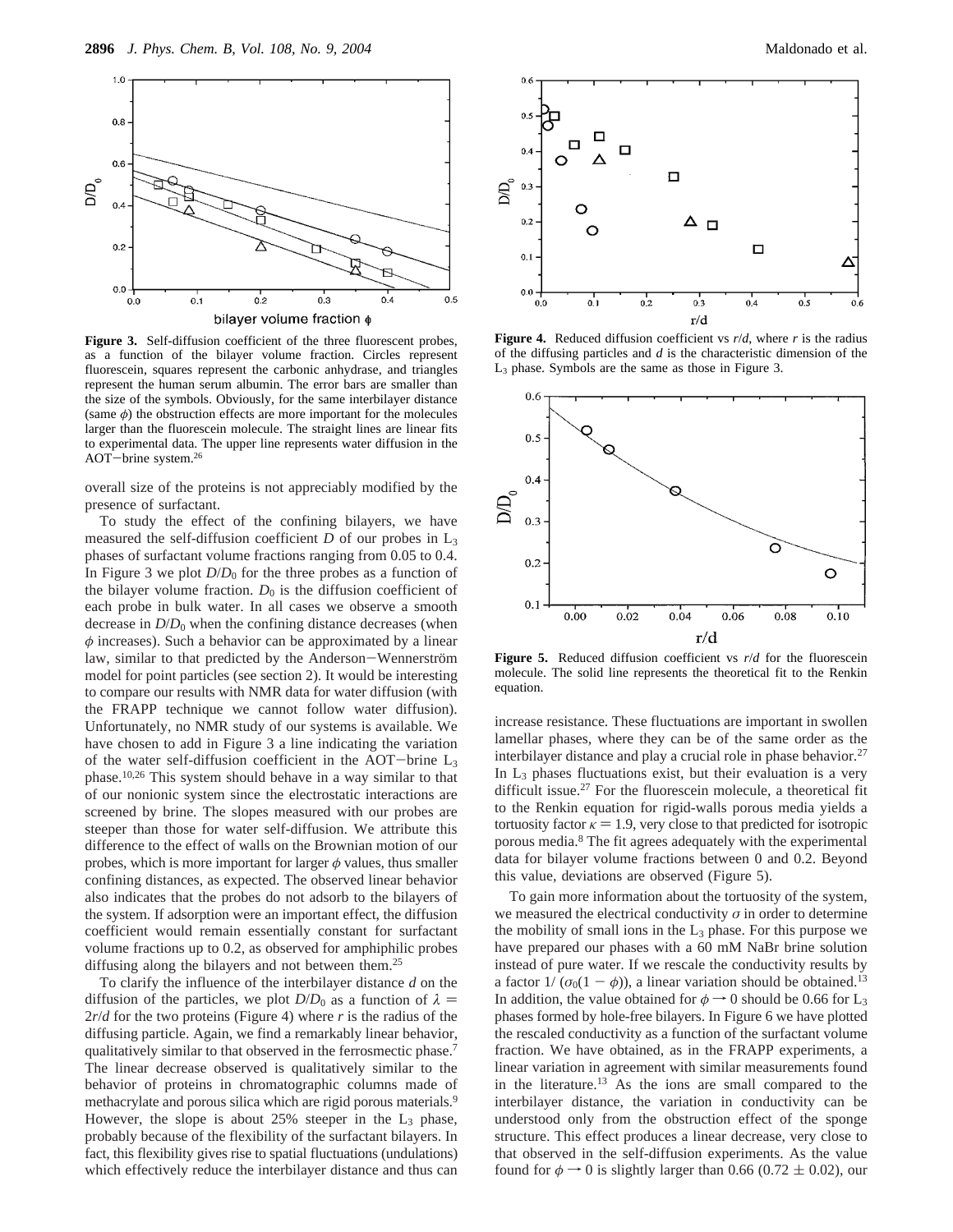**Figure 3.** Self-diffusion coefficient of the three fluorescent probes, as a function of the bilayer volume fraction. Circles represent fluorescein, squares represent the carbonic anhydrase, and triangles represent the human serum albumin. The error bars are smaller than the size of the symbols. Obviously, for the same interbilayer distance (same $\phi$) the obstruction effects are more important for the molecules larger than the fluorescein molecule. The straight lines are linear fits to experimental data. The upper line represents water diffusion in the AOT–brine system.[26]

overall size of the proteins is not appreciably modified by the presence of surfactant.

To study the effect of the confining bilayers, we have measured the self-diffusion coefficient $D$ of our probes in $L_3$ phases of surfactant volume fractions ranging from 0.05 to 0.4. In Figure 3 we plot $D/D_0$ for the three probes as a function of the bilayer volume fraction. $D_0$ is the diffusion coefficient of each probe in bulk water. In all cases we observe a smooth decrease in $D/D_0$ when the confining distance decreases (when $\phi$ increases). Such a behavior can be approximated by a linear law, similar to that predicted by the Anderson–Wennerström model for point particles (see section 2). It would be interesting to compare our results with NMR data for water diffusion (with the FRAPP technique we cannot follow water diffusion). Unfortunately, no NMR study of our systems is available. We have chosen to add in Figure 3 a line indicating the variation of the water self-diffusion coefficient in the AOT–brine $L_3$ phase.[10,26] This system should behave in a way similar to that of our nonionic system since the electrostatic interactions are screened by brine. The slopes measured with our probes are steeper than those for water self-diffusion. We attribute this difference to the effect of walls on the Brownian motion of our probes, which is more important for larger $\phi$ values, thus smaller confining distances, as expected. The observed linear behavior also indicates that the probes do not adsorb to the bilayers of the system. If adsorption were an important effect, the diffusion coefficient would remain essentially constant for surfactant volume fractions up to 0.2, as observed for amphiphilic probes diffusing along the bilayers and not between them.[25]

To clarify the influence of the interbilayer distance $d$ on the diffusion of the particles, we plot $D/D_0$ as a function of $\lambda = 2r/d$ for the two proteins (Figure 4) where $r$ is the radius of the diffusing particle. Again, we find a remarkably linear behavior, qualitatively similar to that observed in the ferrosmectic phase.[7] The linear decrease observed is qualitatively similar to the behavior of proteins in chromatographic columns made of methacrylate and porous silica which are rigid porous materials.[9] However, the slope is about 25% steeper in the $L_3$ phase, probably because of the flexibility of the surfactant bilayers. In fact, this flexibility gives rise to spatial fluctuations (undulations) which effectively reduce the interbilayer distance and thus can increase resistance. These fluctuations are important in swollen lamellar phases, where they can be of the same order as the interbilayer distance and play a crucial role in phase behavior.[27] In $L_3$ phases fluctuations exist, but their evaluation is a very difficult issue.[27] For the fluorescein molecule, a theoretical fit to the Renkin equation for rigid-walls porous media yields a tortuosity factor $\kappa = 1.9$, very close to that predicted for isotropic porous media.[8] The fit agrees adequately with the experimental data for bilayer volume fractions between 0 and 0.2. Beyond this value, deviations are observed (Figure 5).

**Figure 4.** Reduced diffusion coefficient vs $r/d$, where $r$ is the radius of the diffusing particles and $d$ is the characteristic dimension of the $L_3$ phase. Symbols are the same as those in Figure 3.

**Figure 5.** Reduced diffusion coefficient vs $r/d$ for the fluorescein molecule. The solid line represents the theoretical fit to the Renkin equation.

To gain more information about the tortuosity of the system, we measured the electrical conductivity $\sigma$ in order to determine the mobility of small ions in the $L_3$ phase. For this purpose we have prepared our phases with a 60 mM NaBr brine solution instead of pure water. If we rescale the conductivity results by a factor $1/(\sigma_0(1 - \phi))$, a linear variation should be obtained.[13] In addition, the value obtained for $\phi \rightarrow 0$ should be 0.66 for $L_3$ phases formed by hole-free bilayers. In Figure 6 we have plotted the rescaled conductivity as a function of the surfactant volume fraction. We have obtained, as in the FRAPP experiments, a linear variation in agreement with similar measurements found in the literature.[13] As the ions are small compared to the interbilayer distance, the variation in conductivity can be understood only from the obstruction effect of the sponge structure. This effect produces a linear decrease, very close to that observed in the self-diffusion experiments. As the value found for $\phi \rightarrow 0$ is slightly larger than 0.66 (0.72 ± 0.02), our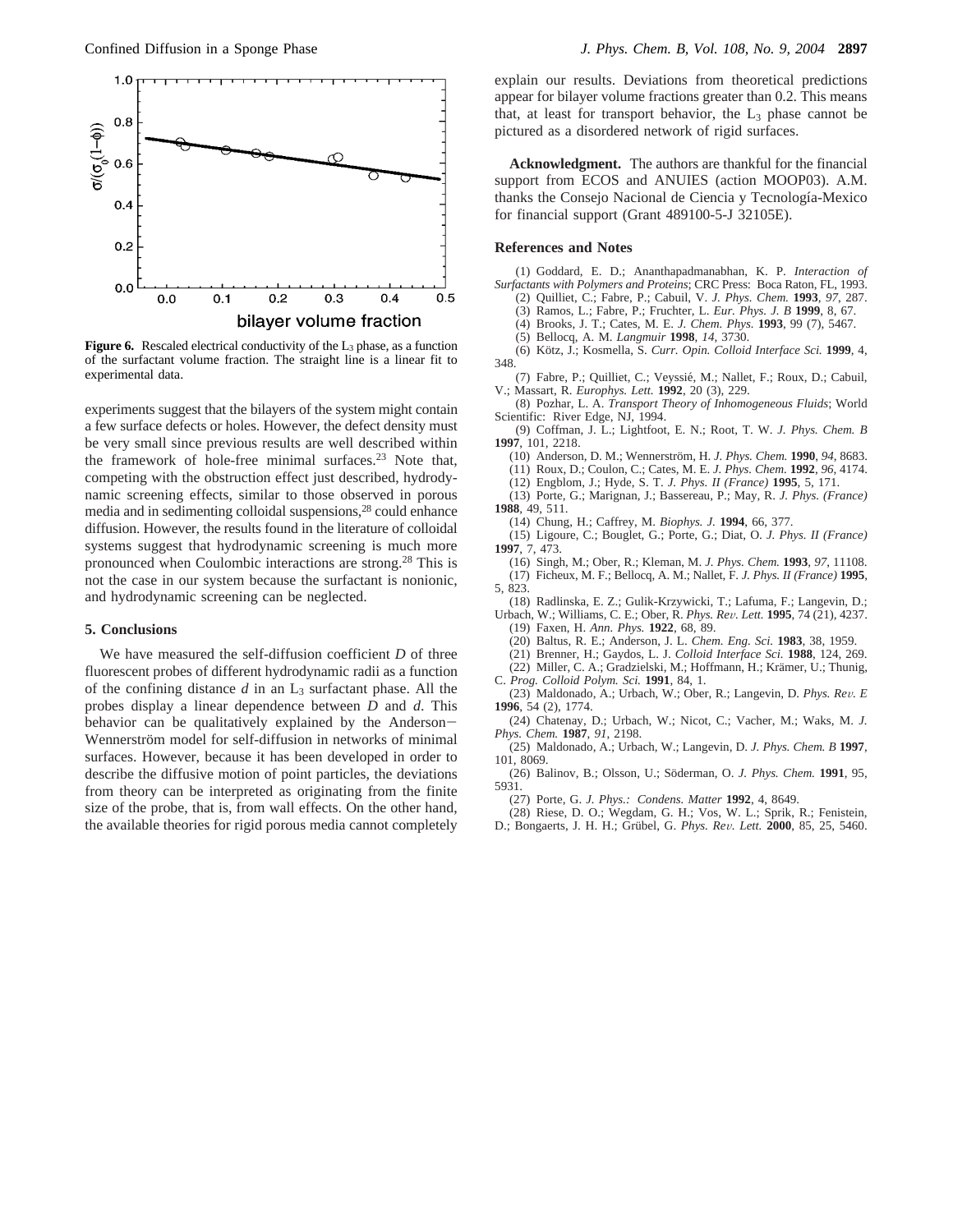1.0
0.8
0.6
0.4
0.2
0.0
0.0 0.1 0.2 0.3 0.4 0.5
$\sigma/(\sigma_0(1-\phi))$
bilayer volume fraction

**Figure 6.** Rescaled electrical conductivity of the $L_3$ phase, as a function of the surfactant volume fraction. The straight line is a linear fit to experimental data.

experiments suggest that the bilayers of the system might contain a few surface defects or holes. However, the defect density must be very small since previous results are well described within the framework of hole-free minimal surfaces.[23] Note that, competing with the obstruction effect just described, hydrodynamic screening effects, similar to those observed in porous media and in sedimenting colloidal suspensions,[28] could enhance diffusion. However, the results found in the literature of colloidal systems suggest that hydrodynamic screening is much more pronounced when Coulombic interactions are strong.[28] This is not the case in our system because the surfactant is nonionic, and hydrodynamic screening can be neglected.

## 5. Conclusions

We have measured the self-diffusion coefficient $D$ of three fluorescent probes of different hydrodynamic radii as a function of the confining distance $d$ in an $L_3$ surfactant phase. All the probes display a linear dependence between $D$ and $d$. This behavior can be qualitatively explained by the Anderson–Wennerström model for self-diffusion in networks of minimal surfaces. However, because it has been developed in order to describe the diffusive motion of point particles, the deviations from theory can be interpreted as originating from the finite size of the probe, that is, from wall effects. On the other hand, the available theories for rigid porous media cannot completely explain our results. Deviations from theoretical predictions appear for bilayer volume fractions greater than 0.2. This means that, at least for transport behavior, the $L_3$ phase cannot be pictured as a disordered network of rigid surfaces.

**Acknowledgment.** The authors are thankful for the financial support from ECOS and ANUIES (action MOOP03). A.M. thanks the Consejo Nacional de Ciencia y Tecnología-Mexico for financial support (Grant 489100-5-J 32105E).

## References and Notes

(1) Goddard, E. D.; Ananthapadmanabhan, K. P. *Interaction of Surfactants with Polymers and Proteins*; CRC Press: Boca Raton, FL, 1993.
(2) Quilliet, C.; Fabre, P.; Cabuil, V. *J. Phys. Chem.* **1993**, *97*, 287.
(3) Ramos, L.; Fabre, P.; Fruchter, L. *Eur. Phys. J. B* **1999**, 8, 67.
(4) Brooks, J. T.; Cates, M. E. *J. Chem. Phys.* **1993**, 99 (7), 5467.
(5) Bellocq, A. M. *Langmuir* **1998**, *14*, 3730.
(6) Kötz, J.; Kosmella, S. *Curr. Opin. Colloid Interface Sci.* **1999**, 4, 348.
(7) Fabre, P.; Quilliet, C.; Veyssié, M.; Nallet, F.; Roux, D.; Cabuil, V.; Massart, R. *Europhys. Lett.* **1992**, 20 (3), 229.
(8) Pozhar, L. A. *Transport Theory of Inhomogeneous Fluids*; World Scientific: River Edge, NJ, 1994.
(9) Coffman, J. L.; Lightfoot, E. N.; Root, T. W. *J. Phys. Chem. B* **1997**, 101, 2218.
(10) Anderson, D. M.; Wennerström, H. *J. Phys. Chem.* **1990**, *94*, 8683.
(11) Roux, D.; Coulon, C.; Cates, M. E. *J. Phys. Chem.* **1992**, *96*, 4174.
(12) Engblom, J.; Hyde, S. T. *J. Phys. II (France)* **1995**, 5, 171.
(13) Porte, G.; Marignan, J.; Bassereau, P.; May, R. *J. Phys. (France)* **1988**, 49, 511.
(14) Chung, H.; Caffrey, M. *Biophys. J.* **1994**, 66, 377.
(15) Ligoure, C.; Bouglet, G.; Porte, G.; Diat, O. *J. Phys. II (France)* **1997**, 7, 473.
(16) Singh, M.; Ober, R.; Kleman, M. *J. Phys. Chem.* **1993**, *97*, 11108.
(17) Ficheux, M. F.; Bellocq, A. M.; Nallet, F. *J. Phys. II (France)* **1995**, 5, 823.
(18) Radlinska, E. Z.; Gulik-Krzywicki, T.; Lafuma, F.; Langevin, D.; Urbach, W.; Williams, C. E.; Ober, R. *Phys. Rev. Lett.* **1995**, 74 (21), 4237.
(19) Faxen, H. *Ann. Phys.* **1922**, 68, 89.
(20) Baltus, R. E.; Anderson, J. L. *Chem. Eng. Sci.* **1983**, 38, 1959.
(21) Brenner, H.; Gaydos, L. J. *Colloid Interface Sci.* **1988**, 124, 269.
(22) Miller, C. A.; Gradzielski, M.; Hoffmann, H.; Krämer, U.; Thunig, C. *Prog. Colloid Polym. Sci.* **1991**, 84, 1.
(23) Maldonado, A.; Urbach, W.; Ober, R.; Langevin, D. *Phys. Rev. E* **1996**, 54 (2), 1774.
(24) Chatenay, D.; Urbach, W.; Nicot, C.; Vacher, M.; Waks, M. *J. Phys. Chem.* **1987**, *91*, 2198.
(25) Maldonado, A.; Urbach, W.; Langevin, D. *J. Phys. Chem. B* **1997**, 101, 8069.
(26) Balinov, B.; Olsson, U.; Söderman, O. *J. Phys. Chem.* **1991**, 95, 5931.
(27) Porte, G. *J. Phys.: Condens. Matter* **1992**, 4, 8649.
(28) Riese, D. O.; Wegdam, G. H.; Vos, W. L.; Sprik, R.; Fenistein, D.; Bongaerts, J. H. H.; Grübel, G. *Phys. Rev. Lett.* **2000**, 85, 25, 5460.